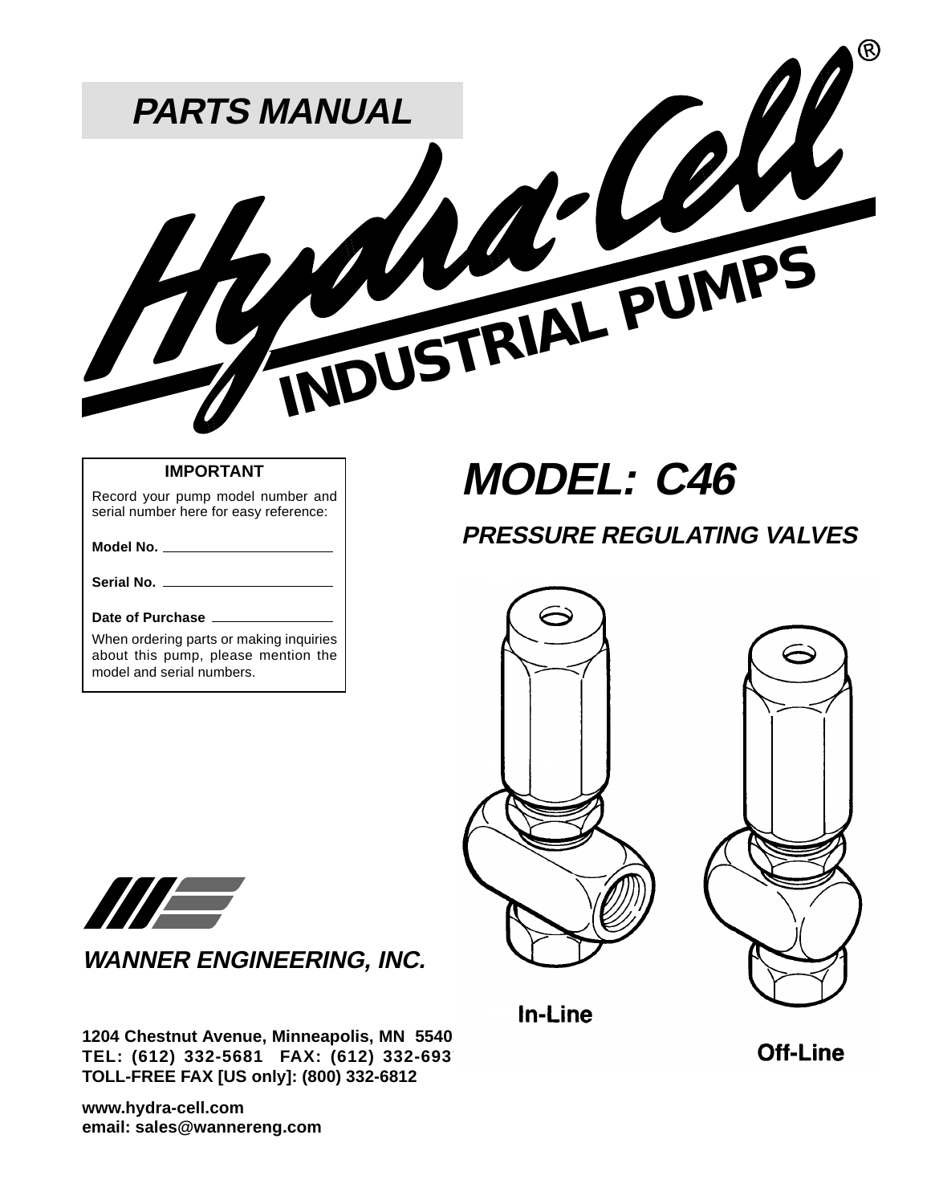# PARTS MANUAL

# Hydra-Cell®

## INDUSTRIAL PUMPS

**IMPORTANT**

Record your pump model number and serial number here for easy reference:

**Model No.** ____________________

**Serial No.** ____________________

**Date of Purchase** ______________

When ordering parts or making inquiries about this pump, please mention the model and serial numbers.

# *MODEL: C46*

## *PRESSURE REGULATING VALVES*

**In-Line**

**Off-Line**

***WANNER ENGINEERING, INC.***

**1204 Chestnut Avenue, Minneapolis, MN 5540**
**TEL: (612) 332-5681 FAX: (612) 332-693**
**TOLL-FREE FAX [US only]: (800) 332-6812**

**www.hydra-cell.com**
**email: sales@wannereng.com**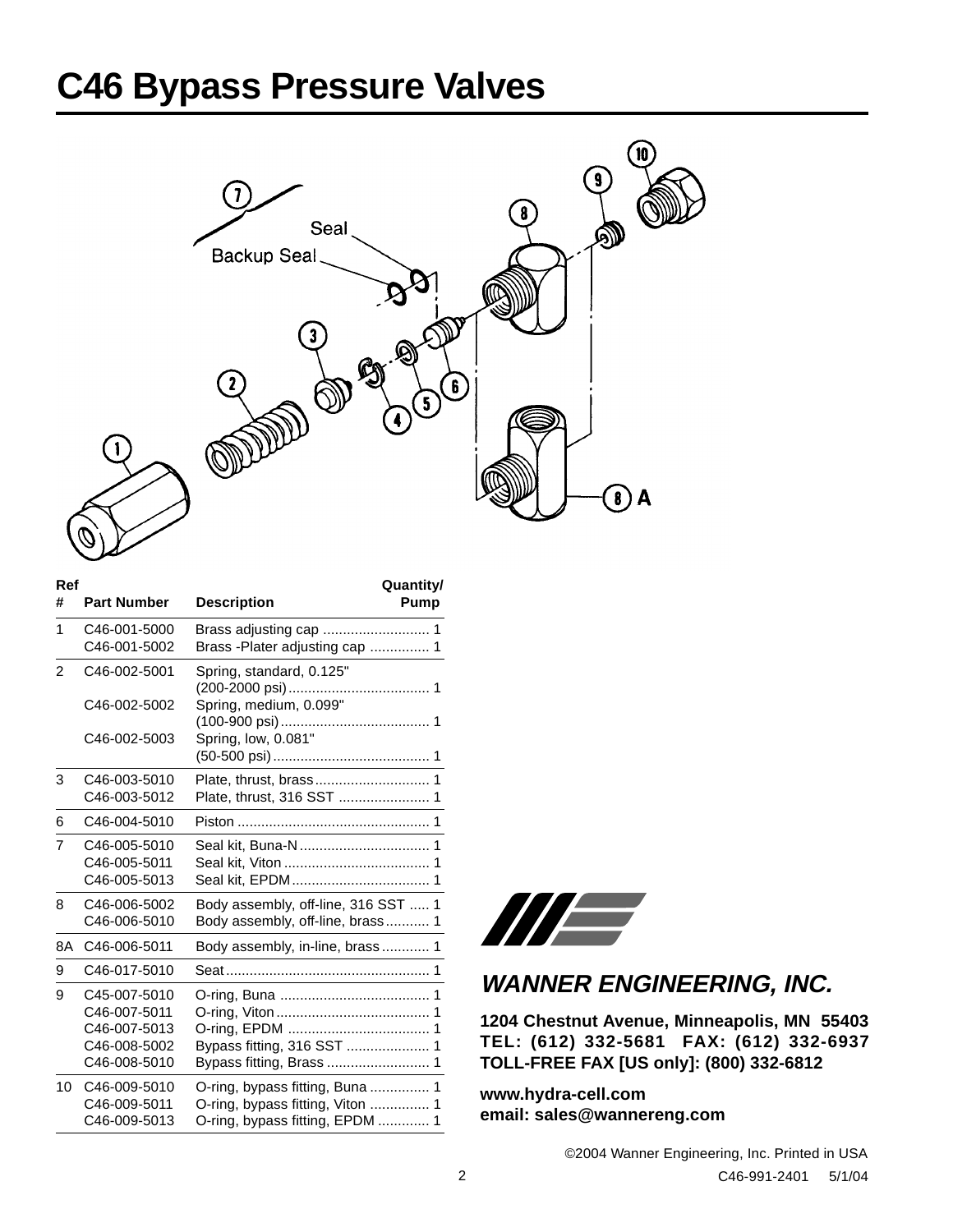# C46 Bypass Pressure Valves

7
Seal
Backup Seal
10
9
8
3
6
2
5
4
1
8 A

| Ref # | Part Number | Description | Quantity/ Pump |
|---|---|---|---|
| 1 | C46-001-5000 | Brass adjusting cap | 1 |
| | C46-001-5002 | Brass -Plater adjusting cap | 1 |
| 2 | C46-002-5001 | Spring, standard, 0.125" (200-2000 psi) | 1 |
| | C46-002-5002 | Spring, medium, 0.099" (100-900 psi) | 1 |
| | C46-002-5003 | Spring, low, 0.081" (50-500 psi) | 1 |
| 3 | C46-003-5010 | Plate, thrust, brass | 1 |
| | C46-003-5012 | Plate, thrust, 316 SST | 1 |
| 6 | C46-004-5010 | Piston | 1 |
| 7 | C46-005-5010 | Seal kit, Buna-N | 1 |
| | C46-005-5011 | Seal kit, Viton | 1 |
| | C46-005-5013 | Seal kit, EPDM | 1 |
| 8 | C46-006-5002 | Body assembly, off-line, 316 SST | 1 |
| | C46-006-5010 | Body assembly, off-line, brass | 1 |
| 8A | C46-006-5011 | Body assembly, in-line, brass | 1 |
| 9 | C46-017-5010 | Seat | 1 |
| 9 | C45-007-5010 | O-ring, Buna | 1 |
| | C46-007-5011 | O-ring, Viton | 1 |
| | C46-007-5013 | O-ring, EPDM | 1 |
| | C46-008-5002 | Bypass fitting, 316 SST | 1 |
| | C46-008-5010 | Bypass fitting, Brass | 1 |
| 10 | C46-009-5010 | O-ring, bypass fitting, Buna | 1 |
| | C46-009-5011 | O-ring, bypass fitting, Viton | 1 |
| | C46-009-5013 | O-ring, bypass fitting, EPDM | 1 |

***WANNER ENGINEERING, INC.***

**1204 Chestnut Avenue, Minneapolis, MN 55403**
**TEL: (612) 332-5681 FAX: (612) 332-6937**
**TOLL-FREE FAX [US only]: (800) 332-6812**

**www.hydra-cell.com**
**email: sales@wannereng.com**

©2004 Wanner Engineering, Inc. Printed in USA

C46-991-2401 5/1/04